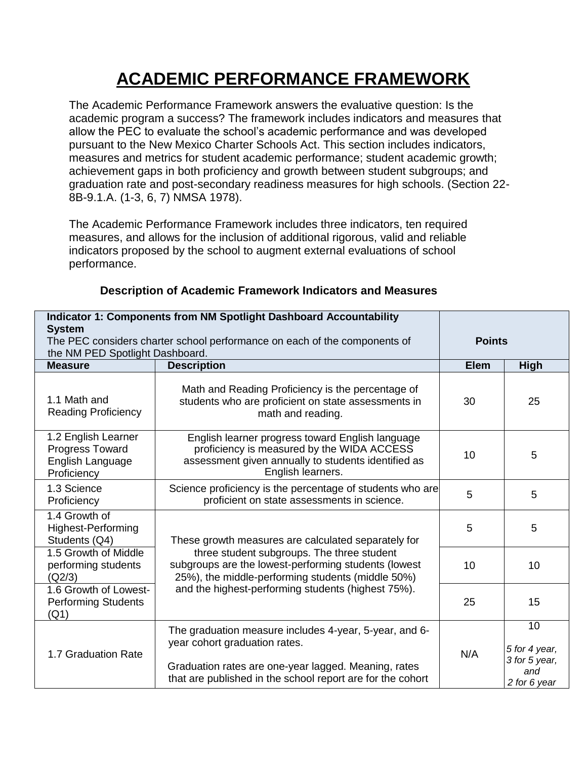# ACADEMIC PERFORMANCE FRAMEWORK

The Academic Performance Framework answers the evaluative question: Is the academic program a success? The framework includes indicators and measures that allow the PEC to evaluate the school's academic performance and was developed pursuant to the New Mexico Charter Schools Act. This section includes indicators, measures and metrics for student academic performance; student academic growth; achievement gaps in both proficiency and growth between student subgroups; and graduation rate and post-secondary readiness measures for high schools. (Section 22-8B-9.1.A. (1-3, 6, 7) NMSA 1978).

The Academic Performance Framework includes three indicators, ten required measures, and allows for the inclusion of additional rigorous, valid and reliable indicators proposed by the school to augment external evaluations of school performance.

### Description of Academic Framework Indicators and Measures

| **Indicator 1: Components from NM Spotlight Dashboard Accountability System** The PEC considers charter school performance on each of the components of the NM PED Spotlight Dashboard. | | **Points** | |
|---|---|---|---|
| **Measure** | **Description** | **Elem** | **High** |
| 1.1 Math and Reading Proficiency | Math and Reading Proficiency is the percentage of students who are proficient on state assessments in math and reading. | 30 | 25 |
| 1.2 English Learner Progress Toward English Language Proficiency | English learner progress toward English language proficiency is measured by the WIDA ACCESS assessment given annually to students identified as English learners. | 10 | 5 |
| 1.3 Science Proficiency | Science proficiency is the percentage of students who are proficient on state assessments in science. | 5 | 5 |
| 1.4 Growth of Highest-Performing Students (Q4) | These growth measures are calculated separately for three student subgroups. The three student subgroups are the lowest-performing students (lowest 25%), the middle-performing students (middle 50%) and the highest-performing students (highest 75%). | 5 | 5 |
| 1.5 Growth of Middle performing students (Q2/3) | | 10 | 10 |
| 1.6 Growth of Lowest-Performing Students (Q1) | | 25 | 15 |
| 1.7 Graduation Rate | The graduation measure includes 4-year, 5-year, and 6-year cohort graduation rates. Graduation rates are one-year lagged. Meaning, rates that are published in the school report are for the cohort | N/A | 10 *5 for 4 year, 3 for 5 year, and 2 for 6 year* |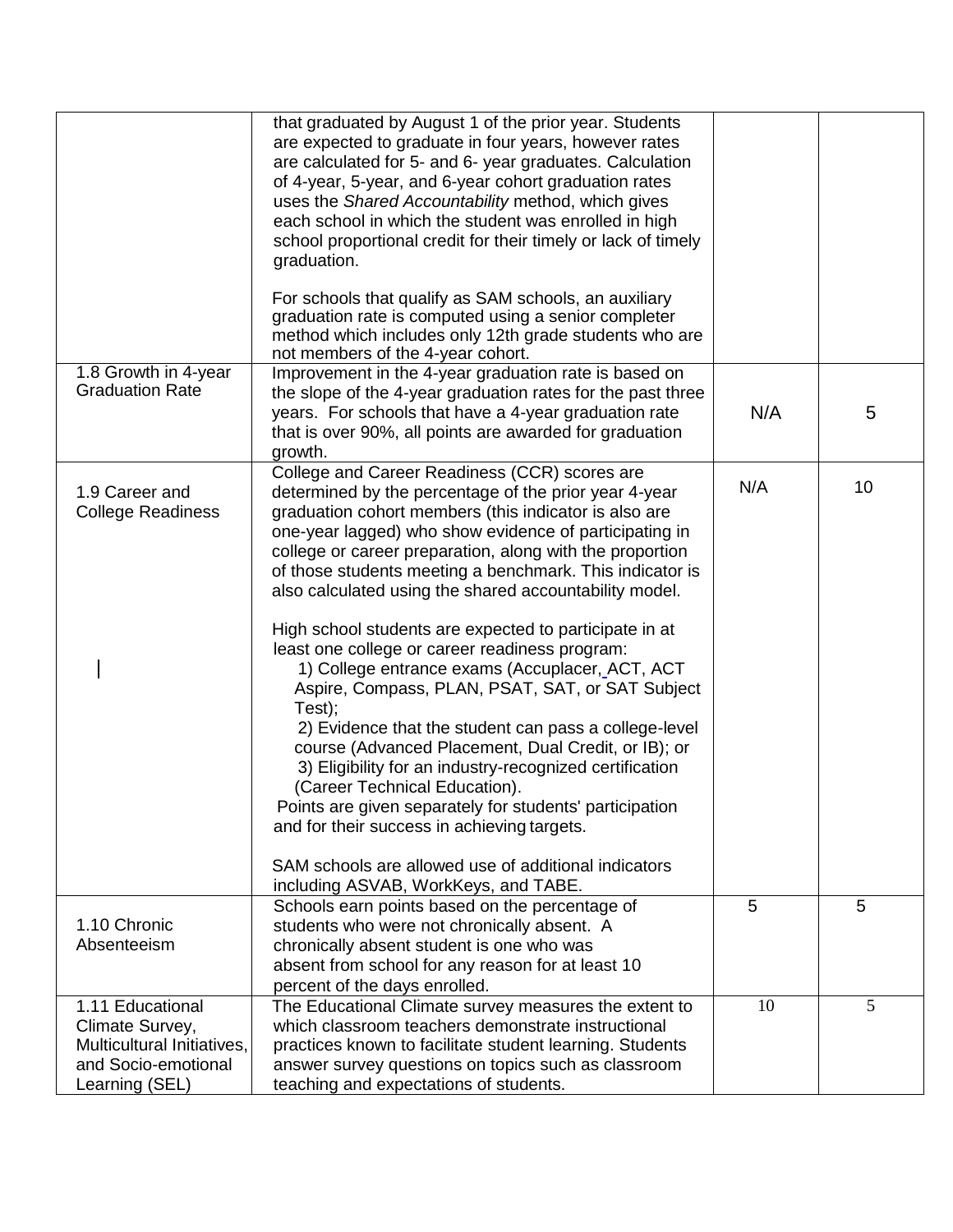| | | | |
|---|---|---|---|
| | that graduated by August 1 of the prior year. Students are expected to graduate in four years, however rates are calculated for 5- and 6- year graduates. Calculation of 4-year, 5-year, and 6-year cohort graduation rates uses the *Shared Accountability* method, which gives each school in which the student was enrolled in high school proportional credit for their timely or lack of timely graduation.<br><br>For schools that qualify as SAM schools, an auxiliary graduation rate is computed using a senior completer method which includes only 12th grade students who are not members of the 4-year cohort. | | |
| 1.8 Growth in 4-year Graduation Rate | Improvement in the 4-year graduation rate is based on the slope of the 4-year graduation rates for the past three years. For schools that have a 4-year graduation rate that is over 90%, all points are awarded for graduation growth. | N/A | 5 |
| 1.9 Career and College Readiness | College and Career Readiness (CCR) scores are determined by the percentage of the prior year 4-year graduation cohort members (this indicator is also are one-year lagged) who show evidence of participating in college or career preparation, along with the proportion of those students meeting a benchmark. This indicator is also calculated using the shared accountability model.<br><br>High school students are expected to participate in at least one college or career readiness program:<br>1) College entrance exams (Accuplacer, ACT, ACT Aspire, Compass, PLAN, PSAT, SAT, or SAT Subject Test);<br>2) Evidence that the student can pass a college-level course (Advanced Placement, Dual Credit, or IB); or<br>3) Eligibility for an industry-recognized certification (Career Technical Education).<br>Points are given separately for students' participation and for their success in achieving targets.<br><br>SAM schools are allowed use of additional indicators including ASVAB, WorkKeys, and TABE. | N/A | 10 |
| 1.10 Chronic Absenteeism | Schools earn points based on the percentage of students who were not chronically absent. A chronically absent student is one who was absent from school for any reason for at least 10 percent of the days enrolled. | 5 | 5 |
| 1.11 Educational Climate Survey, Multicultural Initiatives, and Socio-emotional Learning (SEL) | The Educational Climate survey measures the extent to which classroom teachers demonstrate instructional practices known to facilitate student learning. Students answer survey questions on topics such as classroom teaching and expectations of students. | 10 | 5 |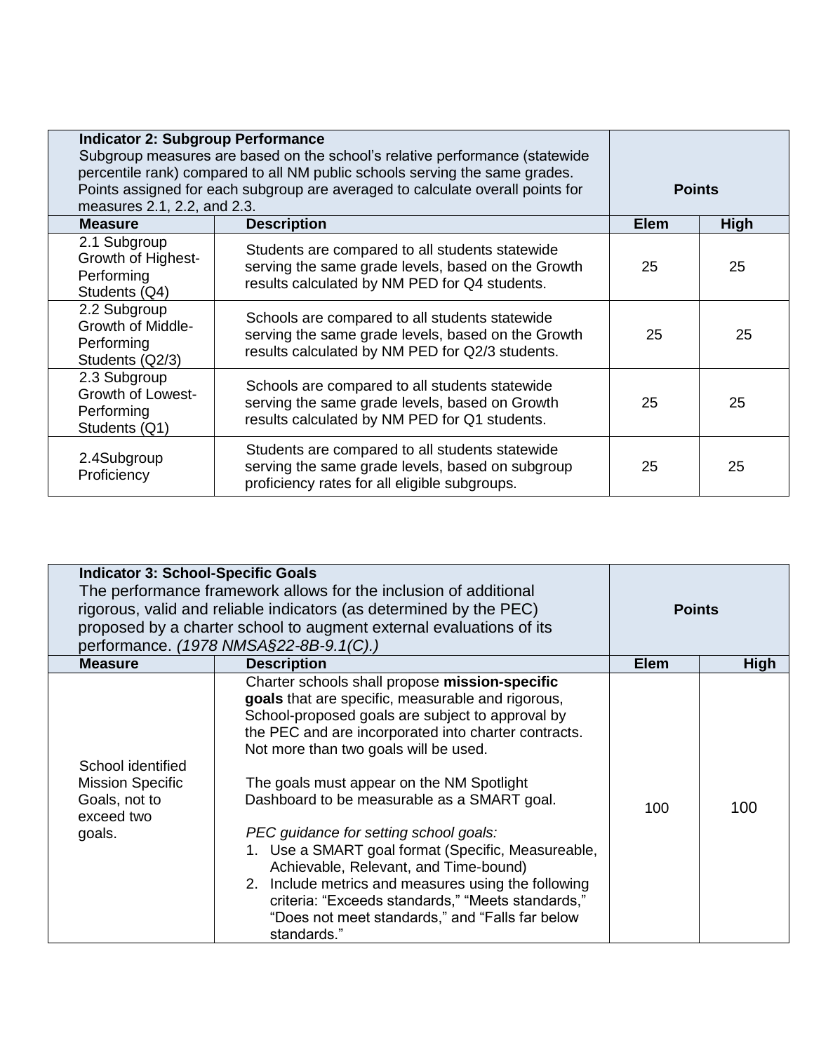| **Indicator 2: Subgroup Performance** Subgroup measures are based on the school's relative performance (statewide percentile rank) compared to all NM public schools serving the same grades. Points assigned for each subgroup are averaged to calculate overall points for measures 2.1, 2.2, and 2.3. | | **Points** | |
|---|---|---|---|
| **Measure** | **Description** | **Elem** | **High** |
| 2.1 Subgroup Growth of Highest-Performing Students (Q4) | Students are compared to all students statewide serving the same grade levels, based on the Growth results calculated by NM PED for Q4 students. | 25 | 25 |
| 2.2 Subgroup Growth of Middle-Performing Students (Q2/3) | Schools are compared to all students statewide serving the same grade levels, based on the Growth results calculated by NM PED for Q2/3 students. | 25 | 25 |
| 2.3 Subgroup Growth of Lowest-Performing Students (Q1) | Schools are compared to all students statewide serving the same grade levels, based on Growth results calculated by NM PED for Q1 students. | 25 | 25 |
| 2.4Subgroup Proficiency | Students are compared to all students statewide serving the same grade levels, based on subgroup proficiency rates for all eligible subgroups. | 25 | 25 |

| **Indicator 3: School-Specific Goals** The performance framework allows for the inclusion of additional rigorous, valid and reliable indicators (as determined by the PEC) proposed by a charter school to augment external evaluations of its performance. *(1978 NMSA§22-8B-9.1(C).)* | | **Points** | |
|---|---|---|---|
| **Measure** | **Description** | **Elem** | **High** |
| School identified Mission Specific Goals, not to exceed two goals. | Charter schools shall propose **mission-specific goals** that are specific, measurable and rigorous, School-proposed goals are subject to approval by the PEC and are incorporated into charter contracts. Not more than two goals will be used.<br><br>The goals must appear on the NM Spotlight Dashboard to be measurable as a SMART goal.<br><br>*PEC guidance for setting school goals:*<br>1. Use a SMART goal format (Specific, Measureable, Achievable, Relevant, and Time-bound)<br>2. Include metrics and measures using the following criteria: "Exceeds standards," "Meets standards," "Does not meet standards," and "Falls far below standards." | 100 | 100 |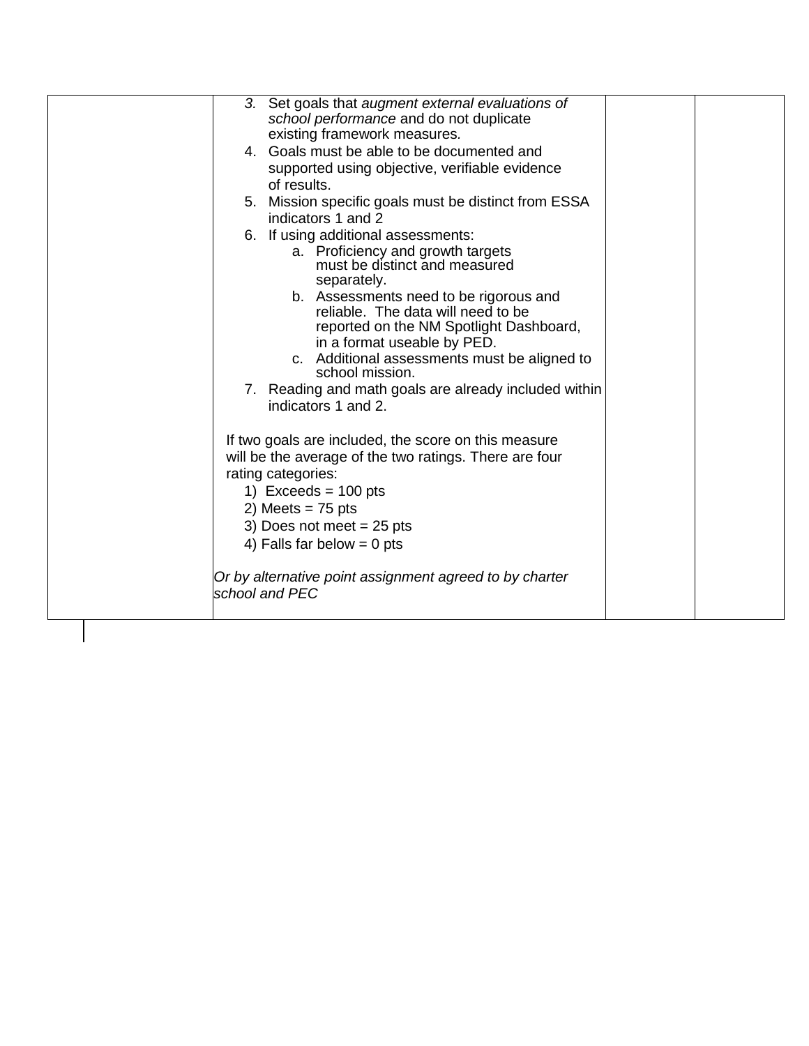| | | | |
|---|---|---|---|
| | 3. Set goals that *augment external evaluations of school performance* and do not duplicate existing framework measures.<br>4. Goals must be able to be documented and supported using objective, verifiable evidence of results.<br>5. Mission specific goals must be distinct from ESSA indicators 1 and 2<br>6. If using additional assessments:<br>&nbsp;&nbsp;&nbsp;&nbsp;a. Proficiency and growth targets must be distinct and measured separately.<br>&nbsp;&nbsp;&nbsp;&nbsp;b. Assessments need to be rigorous and reliable. The data will need to be reported on the NM Spotlight Dashboard, in a format useable by PED.<br>&nbsp;&nbsp;&nbsp;&nbsp;c. Additional assessments must be aligned to school mission.<br>7. Reading and math goals are already included within indicators 1 and 2.<br><br>If two goals are included, the score on this measure will be the average of the two ratings. There are four rating categories:<br>1) Exceeds = 100 pts<br>2) Meets = 75 pts<br>3) Does not meet = 25 pts<br>4) Falls far below = 0 pts<br><br>*Or by alternative point assignment agreed to by charter school and PEC* | | |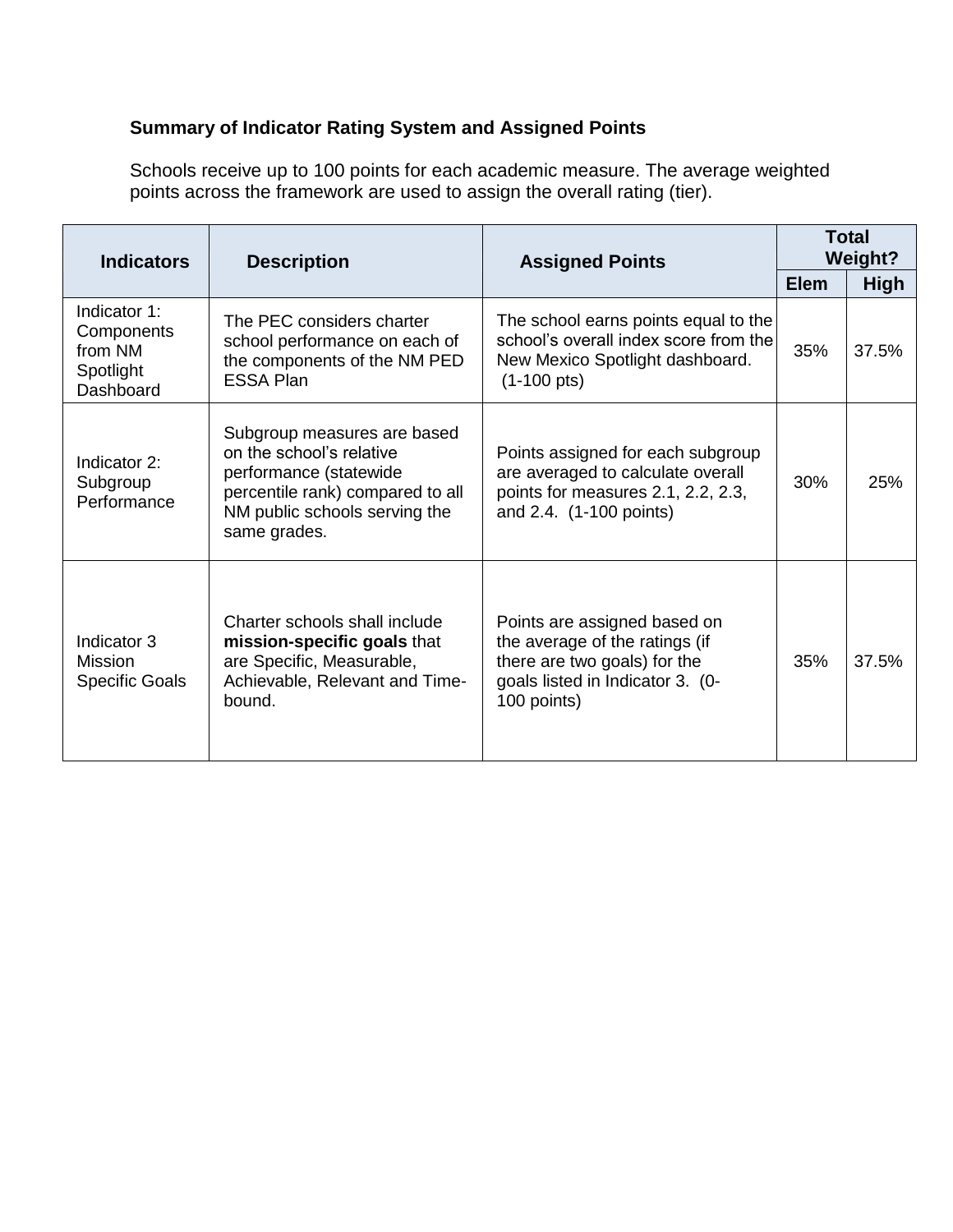**Summary of Indicator Rating System and Assigned Points**

Schools receive up to 100 points for each academic measure. The average weighted points across the framework are used to assign the overall rating (tier).

| Indicators | Description | Assigned Points | Total Weight? | |
|---|---|---|---|---|
| | | | Elem | High |
| Indicator 1: Components from NM Spotlight Dashboard | The PEC considers charter school performance on each of the components of the NM PED ESSA Plan | The school earns points equal to the school's overall index score from the New Mexico Spotlight dashboard. (1-100 pts) | 35% | 37.5% |
| Indicator 2: Subgroup Performance | Subgroup measures are based on the school's relative performance (statewide percentile rank) compared to all NM public schools serving the same grades. | Points assigned for each subgroup are averaged to calculate overall points for measures 2.1, 2.2, 2.3, and 2.4. (1-100 points) | 30% | 25% |
| Indicator 3 Mission Specific Goals | Charter schools shall include **mission-specific goals** that are Specific, Measurable, Achievable, Relevant and Time-bound. | Points are assigned based on the average of the ratings (if there are two goals) for the goals listed in Indicator 3. (0-100 points) | 35% | 37.5% |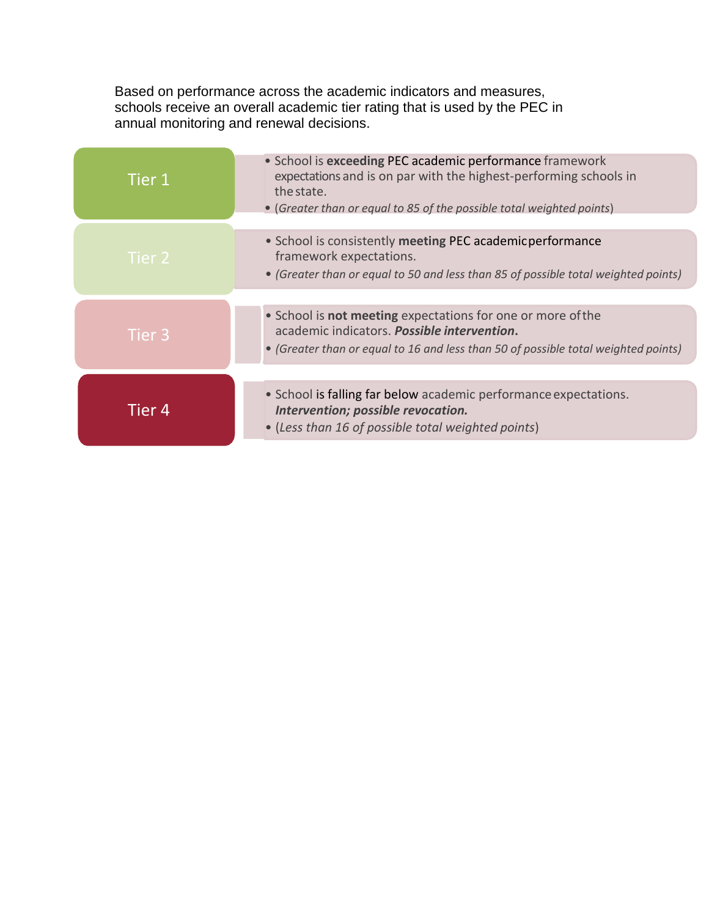Based on performance across the academic indicators and measures, schools receive an overall academic tier rating that is used by the PEC in annual monitoring and renewal decisions.

**Tier 1**

- School is **exceeding** PEC academic performance framework expectations and is on par with the highest-performing schools in the state.
- (*Greater than or equal to 85 of the possible total weighted points*)

**Tier 2**

- School is consistently **meeting** PEC academic performance framework expectations.
- *(Greater than or equal to 50 and less than 85 of possible total weighted points)*

**Tier 3**

- School is **not meeting** expectations for one or more of the academic indicators. ***Possible intervention.***
- *(Greater than or equal to 16 and less than 50 of possible total weighted points)*

**Tier 4**

- School is falling far below academic performance expectations. ***Intervention; possible revocation.***
- (*Less than 16 of possible total weighted points*)